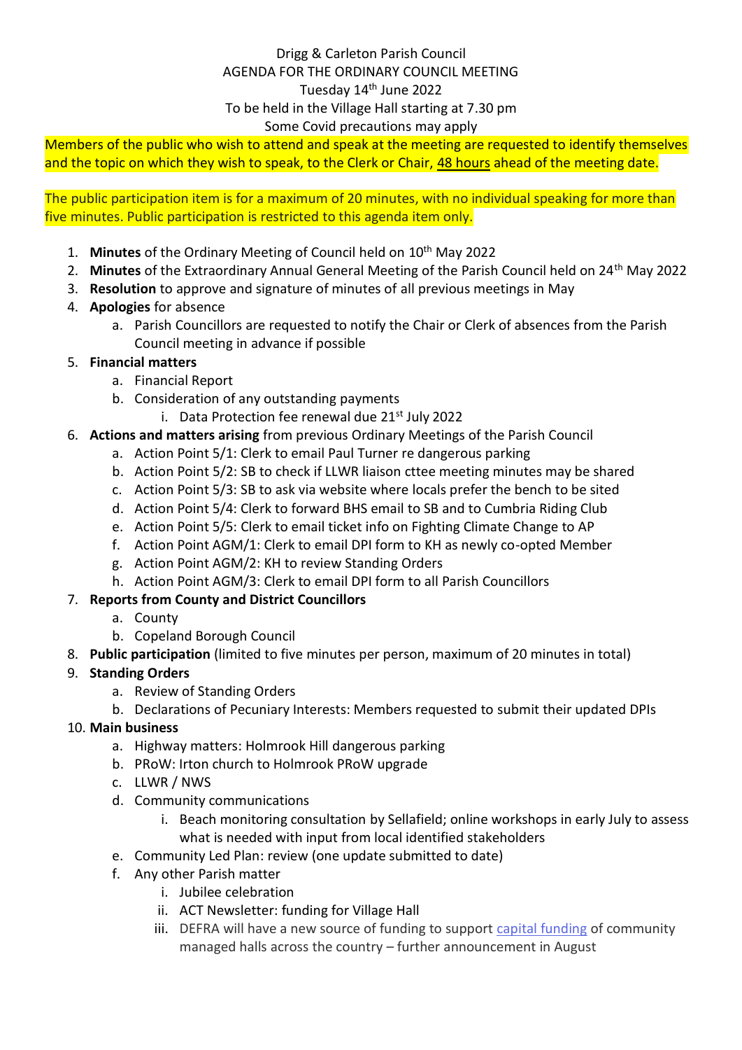Drigg & Carleton Parish Council
AGENDA FOR THE ORDINARY COUNCIL MEETING
Tuesday 14th June 2022
To be held in the Village Hall starting at 7.30 pm
Some Covid precautions may apply

Members of the public who wish to attend and speak at the meeting are requested to identify themselves and the topic on which they wish to speak, to the Clerk or Chair, 48 hours ahead of the meeting date.

The public participation item is for a maximum of 20 minutes, with no individual speaking for more than five minutes. Public participation is restricted to this agenda item only.

1. **Minutes** of the Ordinary Meeting of Council held on 10th May 2022
2. **Minutes** of the Extraordinary Annual General Meeting of the Parish Council held on 24th May 2022
3. **Resolution** to approve and signature of minutes of all previous meetings in May
4. **Apologies** for absence
    a. Parish Councillors are requested to notify the Chair or Clerk of absences from the Parish Council meeting in advance if possible
5. **Financial matters**
    a. Financial Report
    b. Consideration of any outstanding payments
        i. Data Protection fee renewal due 21st July 2022
6. **Actions and matters arising** from previous Ordinary Meetings of the Parish Council
    a. Action Point 5/1: Clerk to email Paul Turner re dangerous parking
    b. Action Point 5/2: SB to check if LLWR liaison cttee meeting minutes may be shared
    c. Action Point 5/3: SB to ask via website where locals prefer the bench to be sited
    d. Action Point 5/4: Clerk to forward BHS email to SB and to Cumbria Riding Club
    e. Action Point 5/5: Clerk to email ticket info on Fighting Climate Change to AP
    f. Action Point AGM/1: Clerk to email DPI form to KH as newly co-opted Member
    g. Action Point AGM/2: KH to review Standing Orders
    h. Action Point AGM/3: Clerk to email DPI form to all Parish Councillors
7. **Reports from County and District Councillors**
    a. County
    b. Copeland Borough Council
8. **Public participation** (limited to five minutes per person, maximum of 20 minutes in total)
9. **Standing Orders**
    a. Review of Standing Orders
    b. Declarations of Pecuniary Interests: Members requested to submit their updated DPIs
10. **Main business**
    a. Highway matters: Holmrook Hill dangerous parking
    b. PRoW: Irton church to Holmrook PRoW upgrade
    c. LLWR / NWS
    d. Community communications
        i. Beach monitoring consultation by Sellafield; online workshops in early July to assess what is needed with input from local identified stakeholders
    e. Community Led Plan: review (one update submitted to date)
    f. Any other Parish matter
        i. Jubilee celebration
        ii. ACT Newsletter: funding for Village Hall
        iii. DEFRA will have a new source of funding to support capital funding of community managed halls across the country – further announcement in August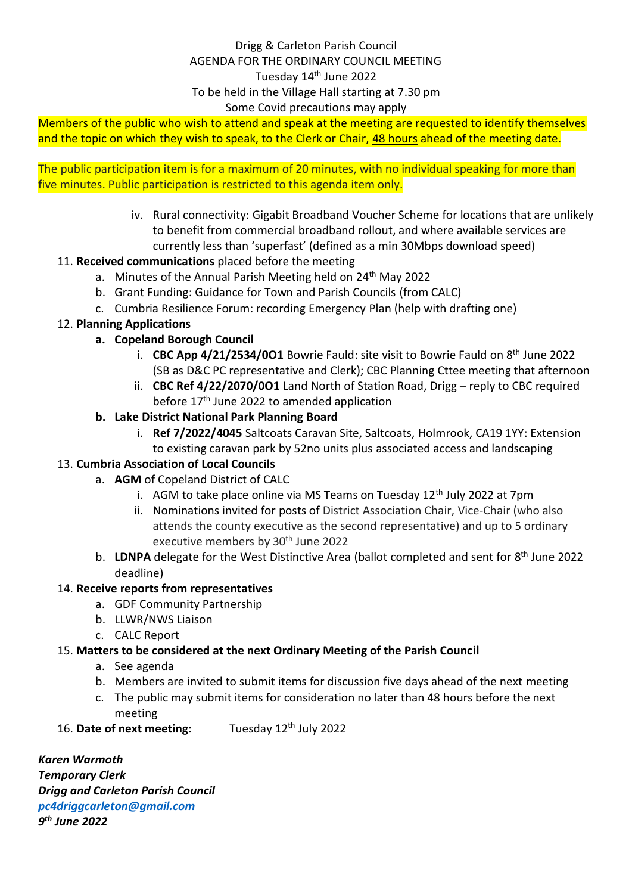Drigg & Carleton Parish Council
AGENDA FOR THE ORDINARY COUNCIL MEETING
Tuesday 14th June 2022
To be held in the Village Hall starting at 7.30 pm
Some Covid precautions may apply

Members of the public who wish to attend and speak at the meeting are requested to identify themselves and the topic on which they wish to speak, to the Clerk or Chair, 48 hours ahead of the meeting date.

The public participation item is for a maximum of 20 minutes, with no individual speaking for more than five minutes. Public participation is restricted to this agenda item only.

iv. Rural connectivity: Gigabit Broadband Voucher Scheme for locations that are unlikely to benefit from commercial broadband rollout, and where available services are currently less than 'superfast' (defined as a min 30Mbps download speed)

11. **Received communications** placed before the meeting
    a. Minutes of the Annual Parish Meeting held on 24th May 2022
    b. Grant Funding: Guidance for Town and Parish Councils (from CALC)
    c. Cumbria Resilience Forum: recording Emergency Plan (help with drafting one)
12. **Planning Applications**
    a. **Copeland Borough Council**
        i. **CBC App 4/21/2534/0O1** Bowrie Fauld: site visit to Bowrie Fauld on 8th June 2022 (SB as D&C PC representative and Clerk); CBC Planning Cttee meeting that afternoon
        ii. **CBC Ref 4/22/2070/0O1** Land North of Station Road, Drigg – reply to CBC required before 17th June 2022 to amended application
    b. **Lake District National Park Planning Board**
        i. **Ref 7/2022/4045** Saltcoats Caravan Site, Saltcoats, Holmrook, CA19 1YY: Extension to existing caravan park by 52no units plus associated access and landscaping
13. **Cumbria Association of Local Councils**
    a. **AGM** of Copeland District of CALC
        i. AGM to take place online via MS Teams on Tuesday 12th July 2022 at 7pm
        ii. Nominations invited for posts of District Association Chair, Vice-Chair (who also attends the county executive as the second representative) and up to 5 ordinary executive members by 30th June 2022
    b. **LDNPA** delegate for the West Distinctive Area (ballot completed and sent for 8th June 2022 deadline)
14. **Receive reports from representatives**
    a. GDF Community Partnership
    b. LLWR/NWS Liaison
    c. CALC Report
15. **Matters to be considered at the next Ordinary Meeting of the Parish Council**
    a. See agenda
    b. Members are invited to submit items for discussion five days ahead of the next meeting
    c. The public may submit items for consideration no later than 48 hours before the next meeting
16. **Date of next meeting:** Tuesday 12th July 2022

***Karen Warmoth***
***Temporary Clerk***
***Drigg and Carleton Parish Council***
***pc4driggcarleton@gmail.com***
***9th June 2022***